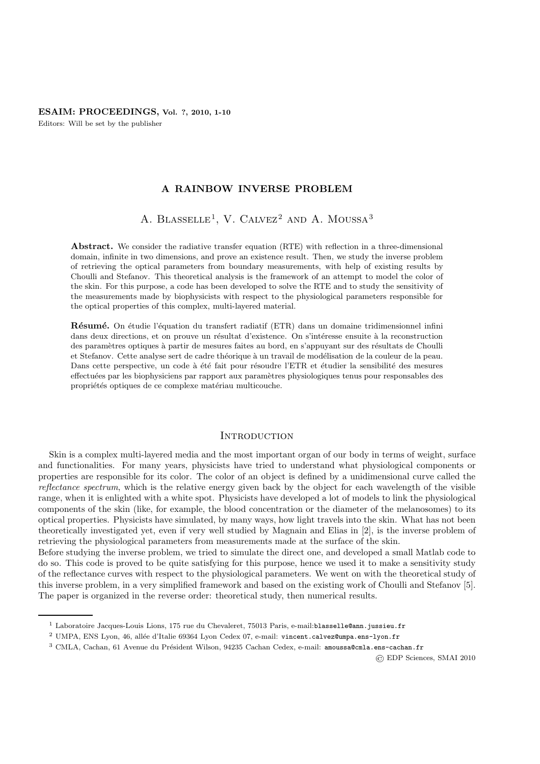# A RAINBOW INVERSE PROBLEM

A. Blasselle[1], V. Calvez[2] and A. Moussa[3]

**Abstract.** We consider the radiative transfer equation (RTE) with reflection in a three-dimensional domain, infinite in two dimensions, and prove an existence result. Then, we study the inverse problem of retrieving the optical parameters from boundary measurements, with help of existing results by Choulli and Stefanov. This theoretical analysis is the framework of an attempt to model the color of the skin. For this purpose, a code has been developed to solve the RTE and to study the sensitivity of the measurements made by biophysicists with respect to the physiological parameters responsible for the optical properties of this complex, multi-layered material.

**Résumé.** On étudie l'équation du transfert radiatif (ETR) dans un domaine tridimensionnel infini dans deux directions, et on prouve un résultat d'existence. On s'intéresse ensuite à la reconstruction des paramètres optiques à partir de mesures faites au bord, en s'appuyant sur des résultats de Choulli et Stefanov. Cette analyse sert de cadre théorique à un travail de modélisation de la couleur de la peau. Dans cette perspective, un code à été fait pour résoudre l'ETR et étudier la sensibilité des mesures effectuées par les biophysiciens par rapport aux paramètres physiologiques tenus pour responsables des propriétés optiques de ce complexe matériau multicouche.

## Introduction

Skin is a complex multi-layered media and the most important organ of our body in terms of weight, surface and functionalities. For many years, physicists have tried to understand what physiological components or properties are responsible for its color. The color of an object is defined by a unidimensional curve called the *reflectance spectrum*, which is the relative energy given back by the object for each wavelength of the visible range, when it is enlighted with a white spot. Physicists have developed a lot of models to link the physiological components of the skin (like, for example, the blood concentration or the diameter of the melanosomes) to its optical properties. Physicists have simulated, by many ways, how light travels into the skin. What has not been theoretically investigated yet, even if very well studied by Magnain and Elias in [2], is the inverse problem of retrieving the physiological parameters from measurements made at the surface of the skin.

Before studying the inverse problem, we tried to simulate the direct one, and developed a small Matlab code to do so. This code is proved to be quite satisfying for this purpose, hence we used it to make a sensitivity study of the reflectance curves with respect to the physiological parameters. We went on with the theoretical study of this inverse problem, in a very simplified framework and based on the existing work of Choulli and Stefanov [5]. The paper is organized in the reverse order: theoretical study, then numerical results.

---

[1] Laboratoire Jacques-Louis Lions, 175 rue du Chevaleret, 75013 Paris, e-mail: blasselle@ann.jussieu.fr

[2] UMPA, ENS Lyon, 46, allée d'Italie 69364 Lyon Cedex 07, e-mail: vincent.calvez@umpa.ens-lyon.fr

[3] CMLA, Cachan, 61 Avenue du Président Wilson, 94235 Cachan Cedex, e-mail: amoussa@cmla.ens-cachan.fr

© EDP Sciences, SMAI 2010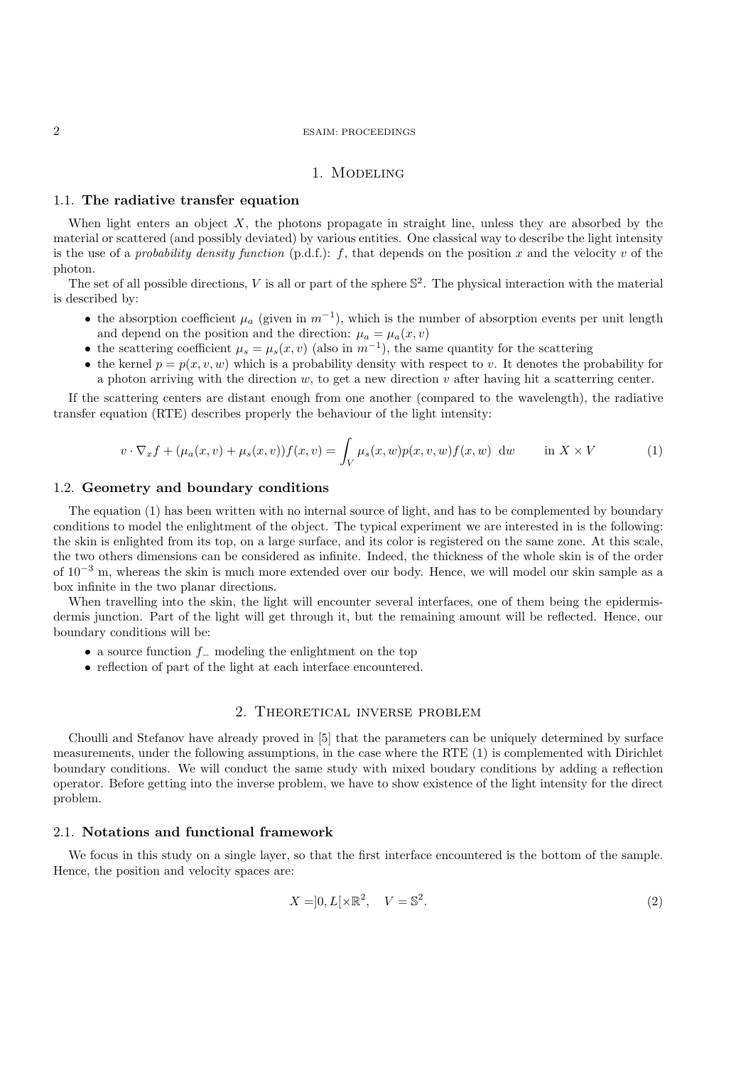# 1. Modeling

## 1.1. The radiative transfer equation

When light enters an object $X$, the photons propagate in straight line, unless they are absorbed by the material or scattered (and possibly deviated) by various entities. One classical way to describe the light intensity is the use of a *probability density function* (p.d.f.): $f$, that depends on the position $x$ and the velocity $v$ of the photon.

The set of all possible directions, $V$ is all or part of the sphere $\mathbb{S}^2$. The physical interaction with the material is described by:

- the absorption coefficient $\mu_a$ (given in $m^{-1}$), which is the number of absorption events per unit length and depend on the position and the direction: $\mu_a = \mu_a(x, v)$
- the scattering coefficient $\mu_s = \mu_s(x, v)$ (also in $m^{-1}$), the same quantity for the scattering
- the kernel $p = p(x, v, w)$ which is a probability density with respect to $v$. It denotes the probability for a photon arriving with the direction $w$, to get a new direction $v$ after having hit a scatterring center.

If the scattering centers are distant enough from one another (compared to the wavelength), the radiative transfer equation (RTE) describes properly the behaviour of the light intensity:

$$v \cdot \nabla_x f + (\mu_a(x, v) + \mu_s(x, v))f(x, v) = \int_V \mu_s(x, w)p(x, v, w)f(x, w) \, \mathrm{d}w \qquad \text{in } X \times V \tag{1}$$

## 1.2. Geometry and boundary conditions

The equation (1) has been written with no internal source of light, and has to be complemented by boundary conditions to model the enlightment of the object. The typical experiment we are interested in is the following: the skin is enlighted from its top, on a large surface, and its color is registered on the same zone. At this scale, the two others dimensions can be considered as infinite. Indeed, the thickness of the whole skin is of the order of $10^{-3}$ m, whereas the skin is much more extended over our body. Hence, we will model our skin sample as a box infinite in the two planar directions.

When travelling into the skin, the light will encounter several interfaces, one of them being the epidermis-dermis junction. Part of the light will get through it, but the remaining amount will be reflected. Hence, our boundary conditions will be:

- a source function $f_-$ modeling the enlightment on the top
- reflection of part of the light at each interface encountered.

# 2. Theoretical inverse problem

Choulli and Stefanov have already proved in [5] that the parameters can be uniquely determined by surface measurements, under the following assumptions, in the case where the RTE (1) is complemented with Dirichlet boundary conditions. We will conduct the same study with mixed boudary conditions by adding a reflection operator. Before getting into the inverse problem, we have to show existence of the light intensity for the direct problem.

## 2.1. Notations and functional framework

We focus in this study on a single layer, so that the first interface encountered is the bottom of the sample. Hence, the position and velocity spaces are:

$$X = ]0, L[ \times \mathbb{R}^2, \quad V = \mathbb{S}^2. \tag{2}$$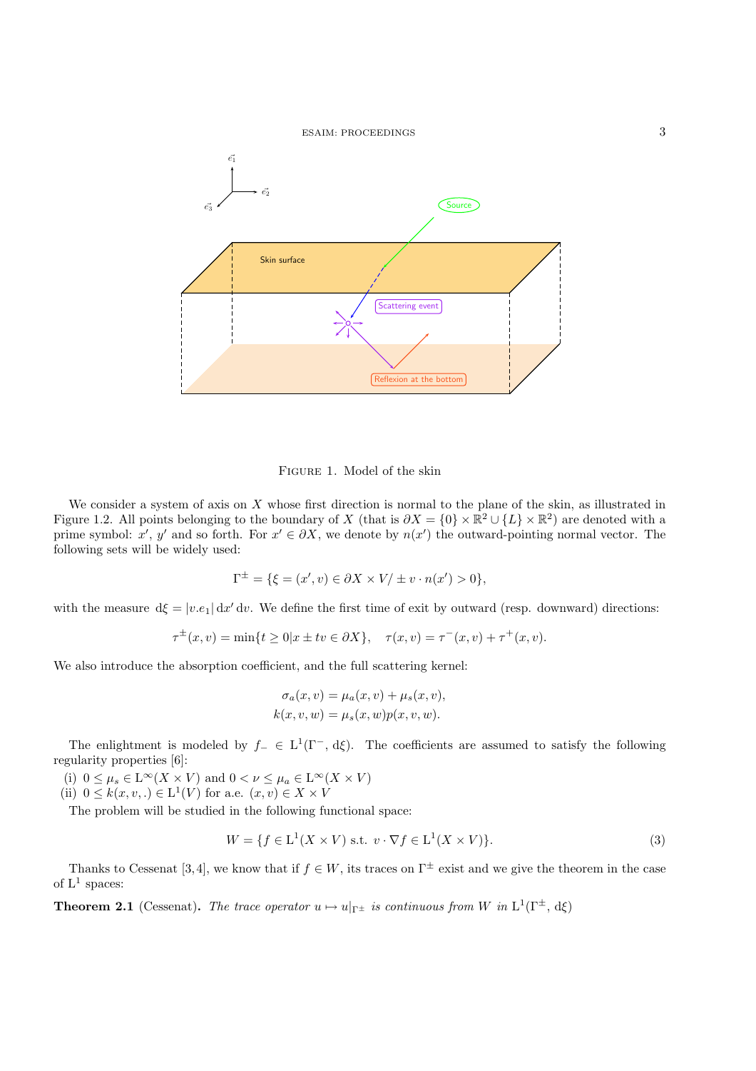Figure 1. Model of the skin

We consider a system of axis on $X$ whose first direction is normal to the plane of the skin, as illustrated in Figure 1.2. All points belonging to the boundary of $X$ (that is $\partial X = \{0\} \times \mathbb{R}^2 \cup \{L\} \times \mathbb{R}^2$) are denoted with a prime symbol: $x'$, $y'$ and so forth. For $x' \in \partial X$, we denote by $n(x')$ the outward-pointing normal vector. The following sets will be widely used:

$$\Gamma^{\pm} = \{\xi = (x', v) \in \partial X \times V / \pm v \cdot n(x') > 0\},$$

with the measure $\mathrm{d}\xi = |v.e_1| \,\mathrm{d}x' \,\mathrm{d}v$. We define the first time of exit by outward (resp. downward) directions:

$$\tau^{\pm}(x, v) = \min\{t \geq 0 | x \pm tv \in \partial X\}, \quad \tau(x, v) = \tau^{-}(x, v) + \tau^{+}(x, v).$$

We also introduce the absorption coefficient, and the full scattering kernel:

$$\sigma_a(x, v) = \mu_a(x, v) + \mu_s(x, v),$$
$$k(x, v, w) = \mu_s(x, w) p(x, v, w).$$

The enlightment is modeled by $f_{-} \in \mathrm{L}^1(\Gamma^{-}, \mathrm{d}\xi)$. The coefficients are assumed to satisfy the following regularity properties [6]:

(i) $0 \leq \mu_s \in \mathrm{L}^{\infty}(X \times V)$ and $0 < \nu \leq \mu_a \in \mathrm{L}^{\infty}(X \times V)$
(ii) $0 \leq k(x, v, .) \in \mathrm{L}^1(V)$ for a.e. $(x, v) \in X \times V$

The problem will be studied in the following functional space:

$$W = \{f \in \mathrm{L}^1(X \times V) \text{ s.t. } v \cdot \nabla f \in \mathrm{L}^1(X \times V)\}. \tag{3}$$

Thanks to Cessenat [3, 4], we know that if $f \in W$, its traces on $\Gamma^{\pm}$ exist and we give the theorem in the case of $\mathrm{L}^1$ spaces:

**Theorem 2.1** (Cessenat). *The trace operator $u \mapsto u|_{\Gamma^{\pm}}$ is continuous from $W$ in $\mathrm{L}^1(\Gamma^{\pm}, \mathrm{d}\xi)$*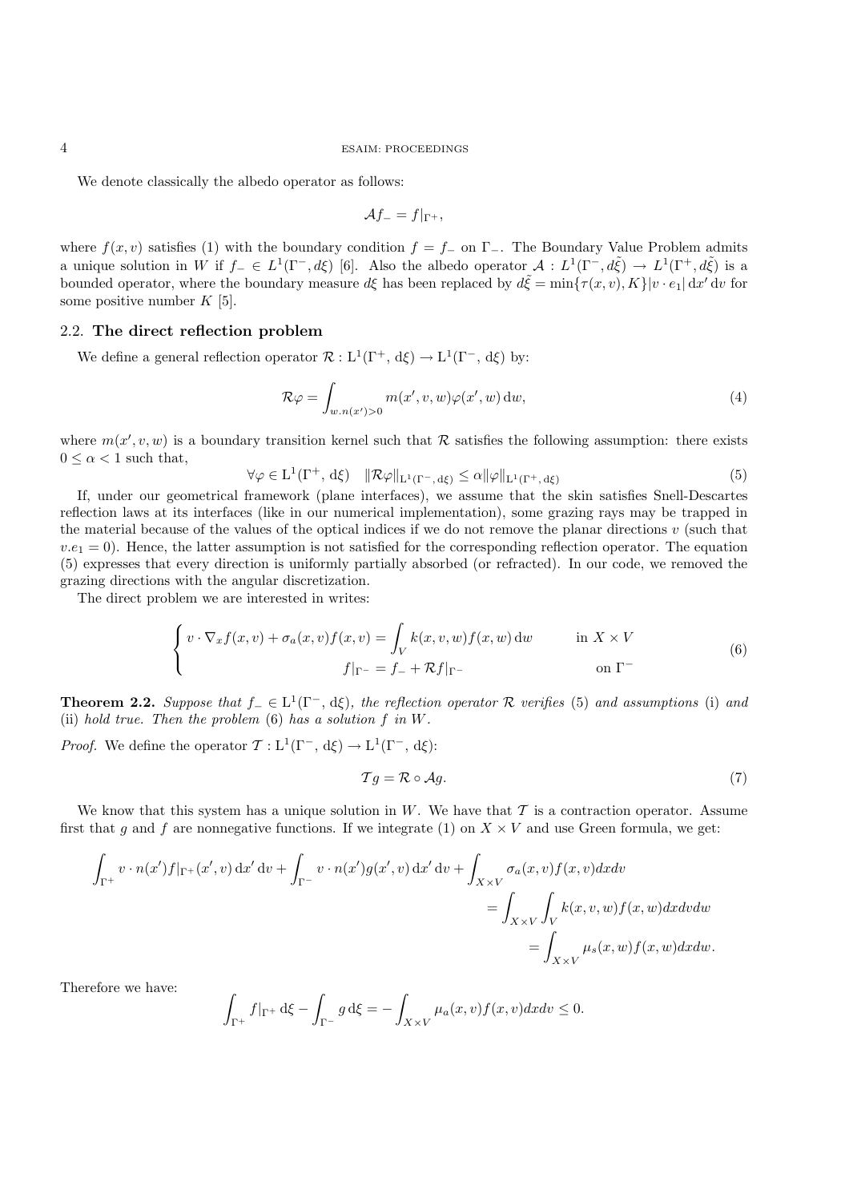We denote classically the albedo operator as follows:

$$\mathcal{A}f_- = f|_{\Gamma^+},$$

where $f(x,v)$ satisfies (1) with the boundary condition $f = f_-$ on $\Gamma_-$. The Boundary Value Problem admits a unique solution in $W$ if $f_- \in L^1(\Gamma^-, d\xi)$ [6]. Also the albedo operator $\mathcal{A} : L^1(\Gamma^-, d\tilde{\xi}) \to L^1(\Gamma^+, d\tilde{\xi})$ is a bounded operator, where the boundary measure $d\xi$ has been replaced by $d\tilde{\xi} = \min\{\tau(x,v), K\}|v \cdot e_1|\, dx'\, dv$ for some positive number $K$ [5].

### 2.2. The direct reflection problem

We define a general reflection operator $\mathcal{R} : L^1(\Gamma^+, d\xi) \to L^1(\Gamma^-, d\xi)$ by:

$$\mathcal{R}\varphi = \int_{w.n(x')>0} m(x', v, w)\varphi(x', w)\, dw, \tag{4}$$

where $m(x', v, w)$ is a boundary transition kernel such that $\mathcal{R}$ satisfies the following assumption: there exists $0 \le \alpha < 1$ such that,

$$\forall \varphi \in L^1(\Gamma^+, d\xi) \quad \|\mathcal{R}\varphi\|_{L^1(\Gamma^-, d\xi)} \le \alpha \|\varphi\|_{L^1(\Gamma^+, d\xi)} \tag{5}$$

If, under our geometrical framework (plane interfaces), we assume that the skin satisfies Snell-Descartes reflection laws at its interfaces (like in our numerical implementation), some grazing rays may be trapped in the material because of the values of the optical indices if we do not remove the planar directions $v$ (such that $v.e_1 = 0$). Hence, the latter assumption is not satisfied for the corresponding reflection operator. The equation (5) expresses that every direction is uniformly partially absorbed (or refracted). In our code, we removed the grazing directions with the angular discretization.

The direct problem we are interested in writes:

$$\begin{cases} v \cdot \nabla_x f(x,v) + \sigma_a(x,v) f(x,v) = \displaystyle\int_V k(x,v,w) f(x,w)\, dw & \text{in } X \times V \\ f|_{\Gamma^-} = f_- + \mathcal{R} f|_{\Gamma^-} & \text{on } \Gamma^- \end{cases} \tag{6}$$

**Theorem 2.2.** *Suppose that $f_- \in L^1(\Gamma^-, d\xi)$, the reflection operator $\mathcal{R}$ verifies* (5) *and assumptions* (i) *and* (ii) *hold true. Then the problem* (6) *has a solution $f$ in $W$.*

*Proof.* We define the operator $\mathcal{T} : L^1(\Gamma^-, d\xi) \to L^1(\Gamma^-, d\xi)$:

$$\mathcal{T}g = \mathcal{R} \circ \mathcal{A}g. \tag{7}$$

We know that this system has a unique solution in $W$. We have that $\mathcal{T}$ is a contraction operator. Assume first that $g$ and $f$ are nonnegative functions. If we integrate (1) on $X \times V$ and use Green formula, we get:

$$\begin{aligned}\int_{\Gamma^+} v \cdot n(x') f|_{\Gamma^+}(x', v)\, dx'\, dv + \int_{\Gamma^-} v \cdot n(x') g(x', v)\, dx'\, dv + \int_{X \times V} \sigma_a(x,v) f(x,v) dx dv \\ = \int_{X \times V} \int_V k(x,v,w) f(x,w) dx dv dw \\ = \int_{X \times V} \mu_s(x,w) f(x,w) dx dw.\end{aligned}$$

Therefore we have:

$$\int_{\Gamma^+} f|_{\Gamma^+}\, d\xi - \int_{\Gamma^-} g\, d\xi = -\int_{X \times V} \mu_a(x,v) f(x,v) dx dv \le 0.$$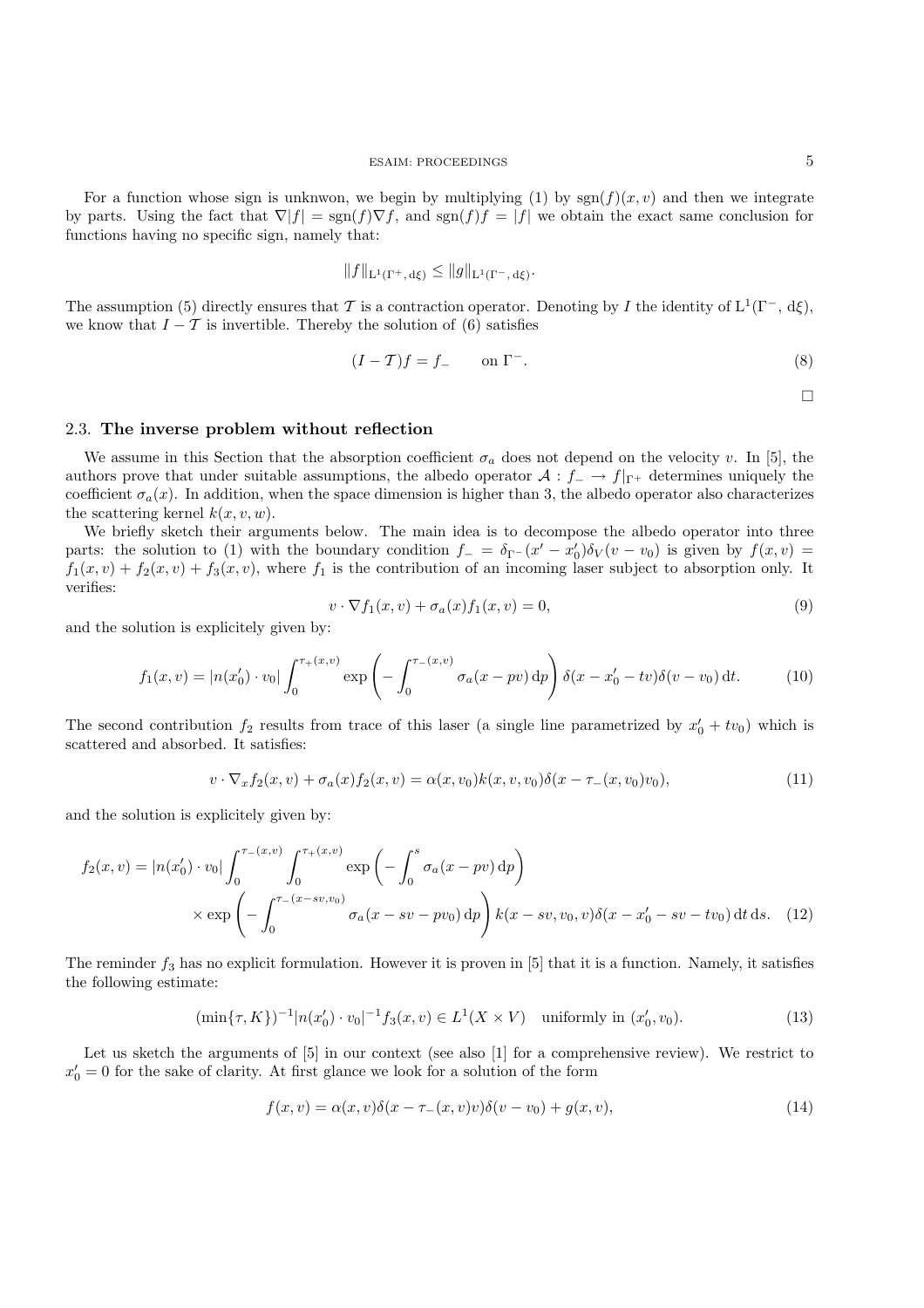For a function whose sign is unknwon, we begin by multiplying (1) by $\mathrm{sgn}(f)(x, v)$ and then we integrate by parts. Using the fact that $\nabla|f| = \mathrm{sgn}(f)\nabla f$, and $\mathrm{sgn}(f)f = |f|$ we obtain the exact same conclusion for functions having no specific sign, namely that:

$$\|f\|_{\mathrm{L}^1(\Gamma^+,\,\mathrm{d}\xi)} \leq \|g\|_{\mathrm{L}^1(\Gamma^-,\,\mathrm{d}\xi)}.$$

The assumption (5) directly ensures that $\mathcal{T}$ is a contraction operator. Denoting by $I$ the identity of $\mathrm{L}^1(\Gamma^-, \mathrm{d}\xi)$, we know that $I - \mathcal{T}$ is invertible. Thereby the solution of (6) satisfies

$$(I - \mathcal{T})f = f_- \qquad \text{on } \Gamma^-. \tag{8}$$

□

### 2.3. **The inverse problem without reflection**

We assume in this Section that the absorption coefficient $\sigma_a$ does not depend on the velocity $v$. In [5], the authors prove that under suitable assumptions, the albedo operator $\mathcal{A} : f_- \to f|_{\Gamma^+}$ determines uniquely the coefficient $\sigma_a(x)$. In addition, when the space dimension is higher than 3, the albedo operator also characterizes the scattering kernel $k(x, v, w)$.

We briefly sketch their arguments below. The main idea is to decompose the albedo operator into three parts: the solution to (1) with the boundary condition $f_- = \delta_{\Gamma^-}(x' - x'_0)\delta_V(v - v_0)$ is given by $f(x, v) = f_1(x, v) + f_2(x, v) + f_3(x, v)$, where $f_1$ is the contribution of an incoming laser subject to absorption only. It verifies:

$$v \cdot \nabla f_1(x, v) + \sigma_a(x) f_1(x, v) = 0, \tag{9}$$

and the solution is explicitely given by:

$$f_1(x, v) = |n(x'_0) \cdot v_0| \int_0^{\tau_+(x,v)} \exp\left(-\int_0^{\tau_-(x,v)} \sigma_a(x - pv)\,\mathrm{d}p\right) \delta(x - x'_0 - tv)\delta(v - v_0)\,\mathrm{d}t. \tag{10}$$

The second contribution $f_2$ results from trace of this laser (a single line parametrized by $x'_0 + tv_0$) which is scattered and absorbed. It satisfies:

$$v \cdot \nabla_x f_2(x, v) + \sigma_a(x) f_2(x, v) = \alpha(x, v_0) k(x, v, v_0) \delta(x - \tau_-(x, v_0)v_0), \tag{11}$$

and the solution is explicitely given by:

$$\begin{aligned} f_2(x, v) = |n(x'_0) \cdot v_0| \int_0^{\tau_-(x,v)} \int_0^{\tau_+(x,v)} \exp\left(-\int_0^s \sigma_a(x - pv)\,\mathrm{d}p\right) \\ \times \exp\left(-\int_0^{\tau_-(x - sv, v_0)} \sigma_a(x - sv - pv_0)\,\mathrm{d}p\right) k(x - sv, v_0, v) \delta(x - x'_0 - sv - tv_0)\,\mathrm{d}t\,\mathrm{d}s. \end{aligned} \tag{12}$$

The reminder $f_3$ has no explicit formulation. However it is proven in [5] that it is a function. Namely, it satisfies the following estimate:

$$(\min\{\tau, K\})^{-1} |n(x'_0) \cdot v_0|^{-1} f_3(x, v) \in L^1(X \times V) \quad \text{uniformly in } (x'_0, v_0). \tag{13}$$

Let us sketch the arguments of [5] in our context (see also [1] for a comprehensive review). We restrict to $x'_0 = 0$ for the sake of clarity. At first glance we look for a solution of the form

$$f(x, v) = \alpha(x, v)\delta(x - \tau_-(x, v)v)\delta(v - v_0) + g(x, v), \tag{14}$$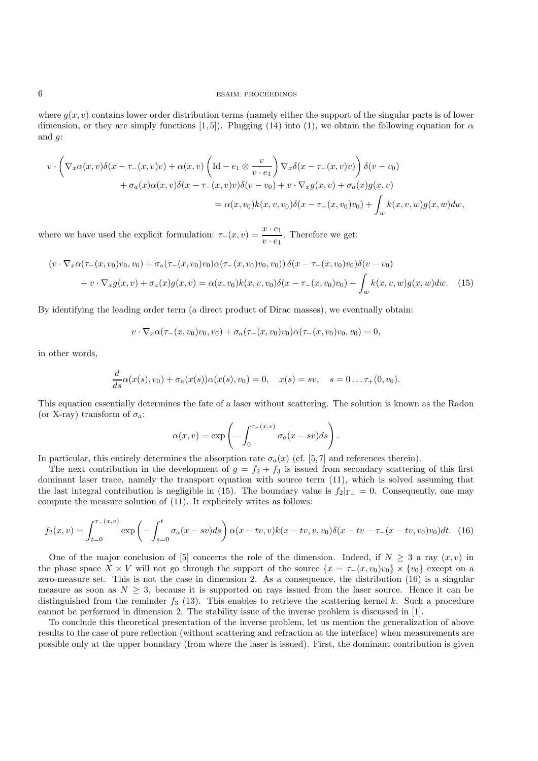where $g(x,v)$ contains lower order distribution terms (namely either the support of the singular parts is of lower dimension, or they are simply functions [1,5]). Plugging (14) into (1), we obtain the following equation for $\alpha$ and $g$:

$$
\begin{aligned}
v\cdot\left(\nabla_x\alpha(x,v)\delta(x-\tau_-(x,v)v)+\alpha(x,v)\left(\mathrm{Id}-e_1\otimes\frac{v}{v\cdot e_1}\right)\nabla_x\delta(x-\tau_-(x,v)v)\right)\delta(v-v_0)\\
+\sigma_a(x)\alpha(x,v)\delta(x-\tau_-(x,v)v)\delta(v-v_0)+v\cdot\nabla_x g(x,v)+\sigma_a(x)g(x,v)\\
=\alpha(x,v_0)k(x,v,v_0)\delta(x-\tau_-(x,v_0)v_0)+\int_w k(x,v,w)g(x,w)dw,
\end{aligned}
$$

where we have used the explicit formulation: $\tau_-(x,v)=\dfrac{x\cdot e_1}{v\cdot e_1}$. Therefore we get:

$$
\begin{aligned}
\left(v\cdot\nabla_x\alpha(\tau_-(x,v_0)v_0,v_0)+\sigma_a(\tau_-(x,v_0)v_0)\alpha(\tau_-(x,v_0)v_0,v_0)\right)\delta(x-\tau_-(x,v_0)v_0)\delta(v-v_0)\\
+v\cdot\nabla_x g(x,v)+\sigma_a(x)g(x,v)=\alpha(x,v_0)k(x,v,v_0)\delta(x-\tau_-(x,v_0)v_0)+\int_w k(x,v,w)g(x,w)dw. \quad (15)
\end{aligned}
$$

By identifying the leading order term (a direct product of Dirac masses), we eventually obtain:

$$
v\cdot\nabla_x\alpha(\tau_-(x,v_0)v_0,v_0)+\sigma_a(\tau_-(x,v_0)v_0)\alpha(\tau_-(x,v_0)v_0,v_0)=0,
$$

in other words,

$$
\frac{d}{ds}\alpha(x(s),v_0)+\sigma_a(x(s))\alpha(x(s),v_0)=0,\quad x(s)=sv,\quad s=0\ldots\tau_+(0,v_0).
$$

This equation essentially determines the fate of a laser without scattering. The solution is known as the Radon (or X-ray) transform of $\sigma_a$:

$$
\alpha(x,v)=\exp\left(-\int_0^{\tau_-(x,v)}\sigma_a(x-sv)ds\right).
$$

In particular, this entirely determines the absorption rate $\sigma_a(x)$ (cf. [5,7] and references therein).

The next contribution in the development of $g=f_2+f_3$ is issued from secondary scattering of this first dominant laser trace, namely the transport equation with source term (11), which is solved assuming that the last integral contribution is negligible in (15). The boundary value is $f_2|_{\Gamma_-}=0$. Consequently, one may compute the measure solution of (11). It explicitely writes as follows:

$$
f_2(x,v)=\int_{t=0}^{\tau_-(x,v)}\exp\left(-\int_{s=0}^{t}\sigma_a(x-sv)ds\right)\alpha(x-tv,v)k(x-tv,v,v_0)\delta(x-tv-\tau_-(x-tv,v_0)v_0)dt. \quad (16)
$$

One of the major conclusion of [5] concerns the role of the dimension. Indeed, if $N\geq 3$ a ray $(x,v)$ in the phase space $X\times V$ will not go through the support of the source $\{x=\tau_-(x,v_0)v_0\}\times\{v_0\}$ except on a zero-measure set. This is not the case in dimension 2. As a consequence, the distribution (16) is a singular measure as soon as $N\geq 3$, because it is supported on rays issued from the laser source. Hence it can be distinguished from the reminder $f_3$ (13). This enables to retrieve the scattering kernel $k$. Such a procedure cannot be performed in dimension 2. The stability issue of the inverse problem is discussed in [1].

To conclude this theoretical presentation of the inverse problem, let us mention the generalization of above results to the case of pure reflection (without scattering and refraction at the interface) when measurements are possible only at the upper boundary (from where the laser is issued). First, the dominant contribution is given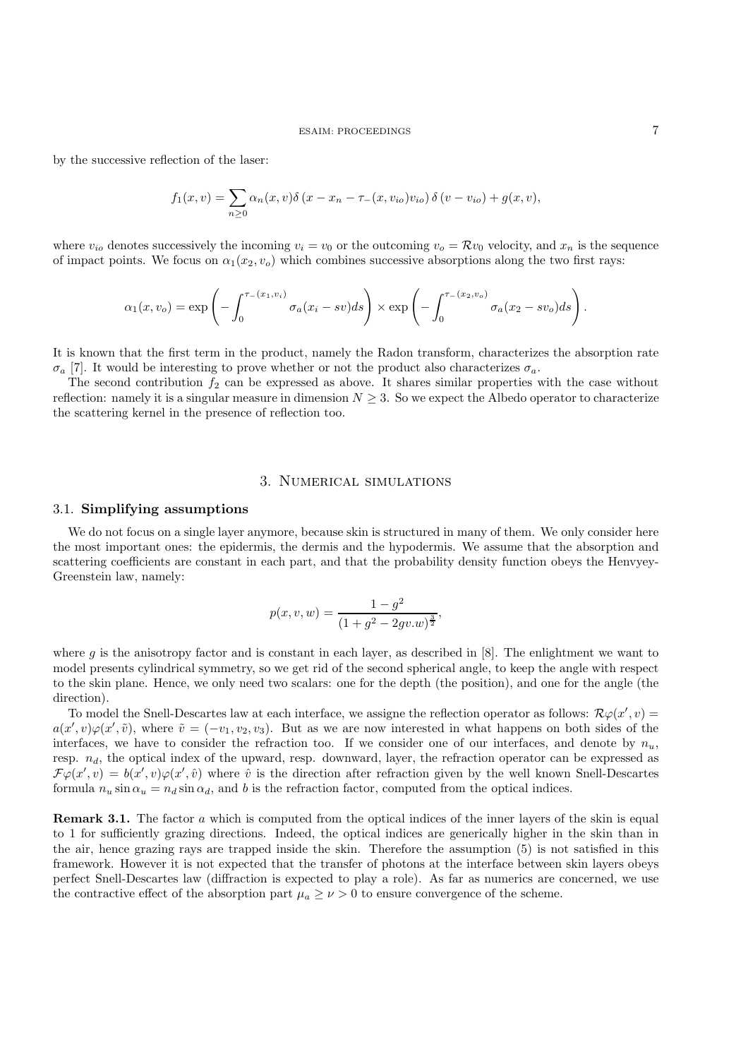by the successive reflection of the laser:

$$f_1(x,v) = \sum_{n\geq 0} \alpha_n(x,v)\delta\left(x - x_n - \tau_-(x, v_{io})v_{io}\right)\delta\left(v - v_{io}\right) + g(x,v),$$

where $v_{io}$ denotes successively the incoming $v_i = v_0$ or the outcoming $v_o = \mathcal{R}v_0$ velocity, and $x_n$ is the sequence of impact points. We focus on $\alpha_1(x_2, v_o)$ which combines successive absorptions along the two first rays:

$$\alpha_1(x, v_o) = \exp\left(-\int_0^{\tau_-(x_1,v_i)} \sigma_a(x_i - sv)ds\right) \times \exp\left(-\int_0^{\tau_-(x_2,v_o)} \sigma_a(x_2 - sv_o)ds\right).$$

It is known that the first term in the product, namely the Radon transform, characterizes the absorption rate $\sigma_a$ [7]. It would be interesting to prove whether or not the product also characterizes $\sigma_a$.

The second contribution $f_2$ can be expressed as above. It shares similar properties with the case without reflection: namely it is a singular measure in dimension $N \geq 3$. So we expect the Albedo operator to characterize the scattering kernel in the presence of reflection too.

# 3. Numerical simulations

## 3.1. Simplifying assumptions

We do not focus on a single layer anymore, because skin is structured in many of them. We only consider here the most important ones: the epidermis, the dermis and the hypodermis. We assume that the absorption and scattering coefficients are constant in each part, and that the probability density function obeys the Henvyey-Greenstein law, namely:

$$p(x,v,w) = \frac{1-g^2}{(1+g^2-2gv.w)^{\frac{3}{2}}},$$

where $g$ is the anisotropy factor and is constant in each layer, as described in [8]. The enlightment we want to model presents cylindrical symmetry, so we get rid of the second spherical angle, to keep the angle with respect to the skin plane. Hence, we only need two scalars: one for the depth (the position), and one for the angle (the direction).

To model the Snell-Descartes law at each interface, we assigne the reflection operator as follows: $\mathcal{R}\varphi(x',v) = a(x',v)\varphi(x',\tilde{v})$, where $\tilde{v} = (-v_1, v_2, v_3)$. But as we are now interested in what happens on both sides of the interfaces, we have to consider the refraction too. If we consider one of our interfaces, and denote by $n_u$, resp. $n_d$, the optical index of the upward, resp. downward, layer, the refraction operator can be expressed as $\mathcal{F}\varphi(x',v) = b(x',v)\varphi(x',\hat{v})$ where $\hat{v}$ is the direction after refraction given by the well known Snell-Descartes formula $n_u \sin\alpha_u = n_d \sin\alpha_d$, and $b$ is the refraction factor, computed from the optical indices.

**Remark 3.1.** The factor $a$ which is computed from the optical indices of the inner layers of the skin is equal to 1 for sufficiently grazing directions. Indeed, the optical indices are generically higher in the skin than in the air, hence grazing rays are trapped inside the skin. Therefore the assumption (5) is not satisfied in this framework. However it is not expected that the transfer of photons at the interface between skin layers obeys perfect Snell-Descartes law (diffraction is expected to play a role). As far as numerics are concerned, we use the contractive effect of the absorption part $\mu_a \geq \nu > 0$ to ensure convergence of the scheme.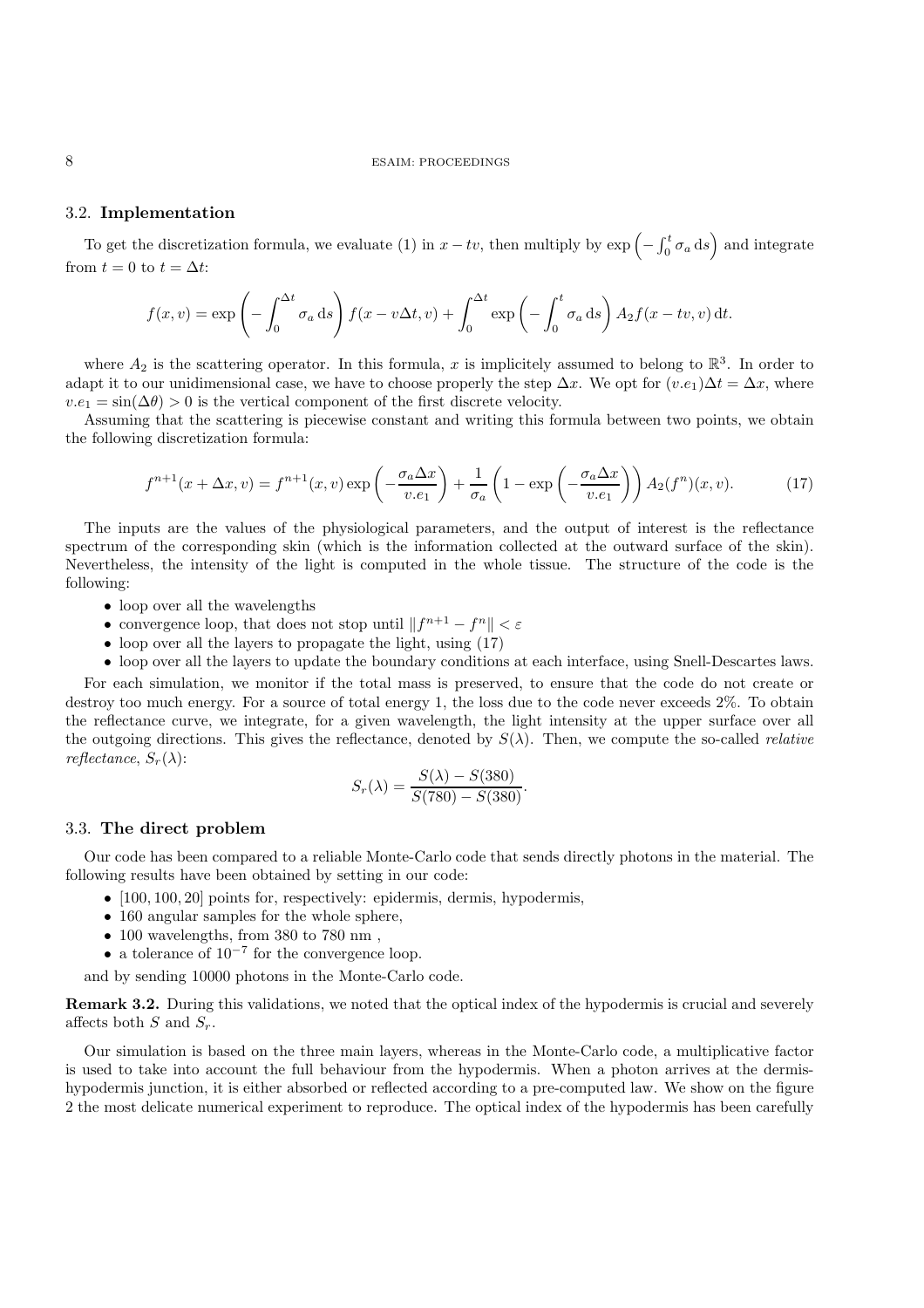### 3.2. **Implementation**

To get the discretization formula, we evaluate (1) in $x - tv$, then multiply by $\exp\left(-\int_0^t \sigma_a \, \mathrm{d}s\right)$ and integrate from $t = 0$ to $t = \Delta t$:

$$f(x, v) = \exp\left(-\int_0^{\Delta t} \sigma_a \, \mathrm{d}s\right) f(x - v\Delta t, v) + \int_0^{\Delta t} \exp\left(-\int_0^t \sigma_a \, \mathrm{d}s\right) A_2 f(x - tv, v) \, \mathrm{d}t.$$

where $A_2$ is the scattering operator. In this formula, $x$ is implicitely assumed to belong to $\mathbb{R}^3$. In order to adapt it to our unidimensional case, we have to choose properly the step $\Delta x$. We opt for $(v.e_1)\Delta t = \Delta x$, where $v.e_1 = \sin(\Delta\theta) > 0$ is the vertical component of the first discrete velocity.

Assuming that the scattering is piecewise constant and writing this formula between two points, we obtain the following discretization formula:

$$f^{n+1}(x + \Delta x, v) = f^{n+1}(x, v) \exp\left(-\frac{\sigma_a \Delta x}{v.e_1}\right) + \frac{1}{\sigma_a}\left(1 - \exp\left(-\frac{\sigma_a \Delta x}{v.e_1}\right)\right) A_2(f^n)(x, v). \tag{17}$$

The inputs are the values of the physiological parameters, and the output of interest is the reflectance spectrum of the corresponding skin (which is the information collected at the outward surface of the skin). Nevertheless, the intensity of the light is computed in the whole tissue. The structure of the code is the following:

- loop over all the wavelengths
- convergence loop, that does not stop until $\|f^{n+1} - f^n\| < \varepsilon$
- loop over all the layers to propagate the light, using (17)
- loop over all the layers to update the boundary conditions at each interface, using Snell-Descartes laws.

For each simulation, we monitor if the total mass is preserved, to ensure that the code do not create or destroy too much energy. For a source of total energy 1, the loss due to the code never exceeds 2%. To obtain the reflectance curve, we integrate, for a given wavelength, the light intensity at the upper surface over all the outgoing directions. This gives the reflectance, denoted by $S(\lambda)$. Then, we compute the so-called *relative reflectance*, $S_r(\lambda)$:

$$S_r(\lambda) = \frac{S(\lambda) - S(380)}{S(780) - S(380)}.$$

### 3.3. **The direct problem**

Our code has been compared to a reliable Monte-Carlo code that sends directly photons in the material. The following results have been obtained by setting in our code:

- $[100, 100, 20]$ points for, respectively: epidermis, dermis, hypodermis,
- 160 angular samples for the whole sphere,
- 100 wavelengths, from 380 to 780 nm ,
- a tolerance of $10^{-7}$ for the convergence loop.

and by sending 10000 photons in the Monte-Carlo code.

**Remark 3.2.** During this validations, we noted that the optical index of the hypodermis is crucial and severely affects both $S$ and $S_r$.

Our simulation is based on the three main layers, whereas in the Monte-Carlo code, a multiplicative factor is used to take into account the full behaviour from the hypodermis. When a photon arrives at the dermis-hypodermis junction, it is either absorbed or reflected according to a pre-computed law. We show on the figure 2 the most delicate numerical experiment to reproduce. The optical index of the hypodermis has been carefully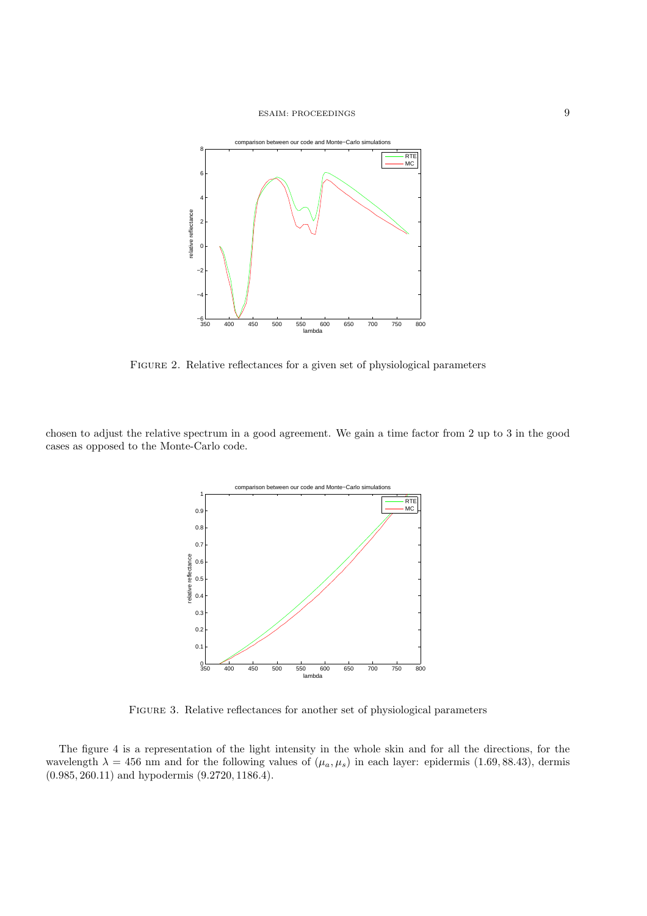FIGURE 2. Relative reflectances for a given set of physiological parameters

chosen to adjust the relative spectrum in a good agreement. We gain a time factor from 2 up to 3 in the good cases as opposed to the Monte-Carlo code.

FIGURE 3. Relative reflectances for another set of physiological parameters

The figure 4 is a representation of the light intensity in the whole skin and for all the directions, for the wavelength $\lambda = 456$ nm and for the following values of $(\mu_a, \mu_s)$ in each layer: epidermis $(1.69, 88.43)$, dermis $(0.985, 260.11)$ and hypodermis $(9.2720, 1186.4)$.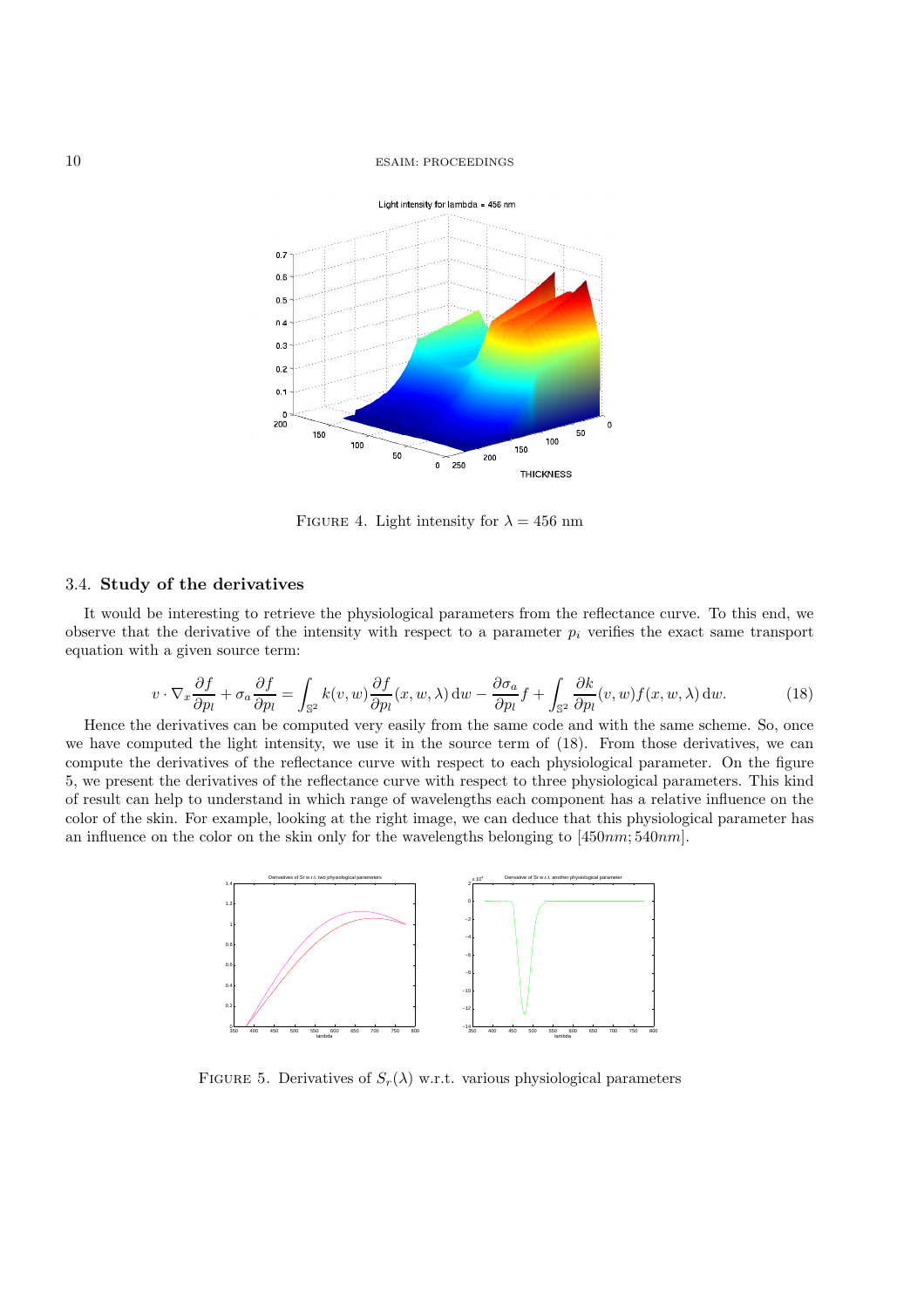FIGURE 4. Light intensity for $\lambda = 456$ nm

### 3.4. **Study of the derivatives**

It would be interesting to retrieve the physiological parameters from the reflectance curve. To this end, we observe that the derivative of the intensity with respect to a parameter $p_i$ verifies the exact same transport equation with a given source term:

$$v \cdot \nabla_x \frac{\partial f}{\partial p_l} + \sigma_a \frac{\partial f}{\partial p_l} = \int_{\mathbb{S}^2} k(v,w) \frac{\partial f}{\partial p_l}(x,w,\lambda)\,\mathrm{d}w - \frac{\partial \sigma_a}{\partial p_l} f + \int_{\mathbb{S}^2} \frac{\partial k}{\partial p_l}(v,w) f(x,w,\lambda)\,\mathrm{d}w. \tag{18}$$

Hence the derivatives can be computed very easily from the same code and with the same scheme. So, once we have computed the light intensity, we use it in the source term of (18). From those derivatives, we can compute the derivatives of the reflectance curve with respect to each physiological parameter. On the figure 5, we present the derivatives of the reflectance curve with respect to three physiological parameters. This kind of result can help to understand in which range of wavelengths each component has a relative influence on the color of the skin. For example, looking at the right image, we can deduce that this physiological parameter has an influence on the color on the skin only for the wavelengths belonging to $[450nm; 540nm]$.

FIGURE 5. Derivatives of $S_r(\lambda)$ w.r.t. various physiological parameters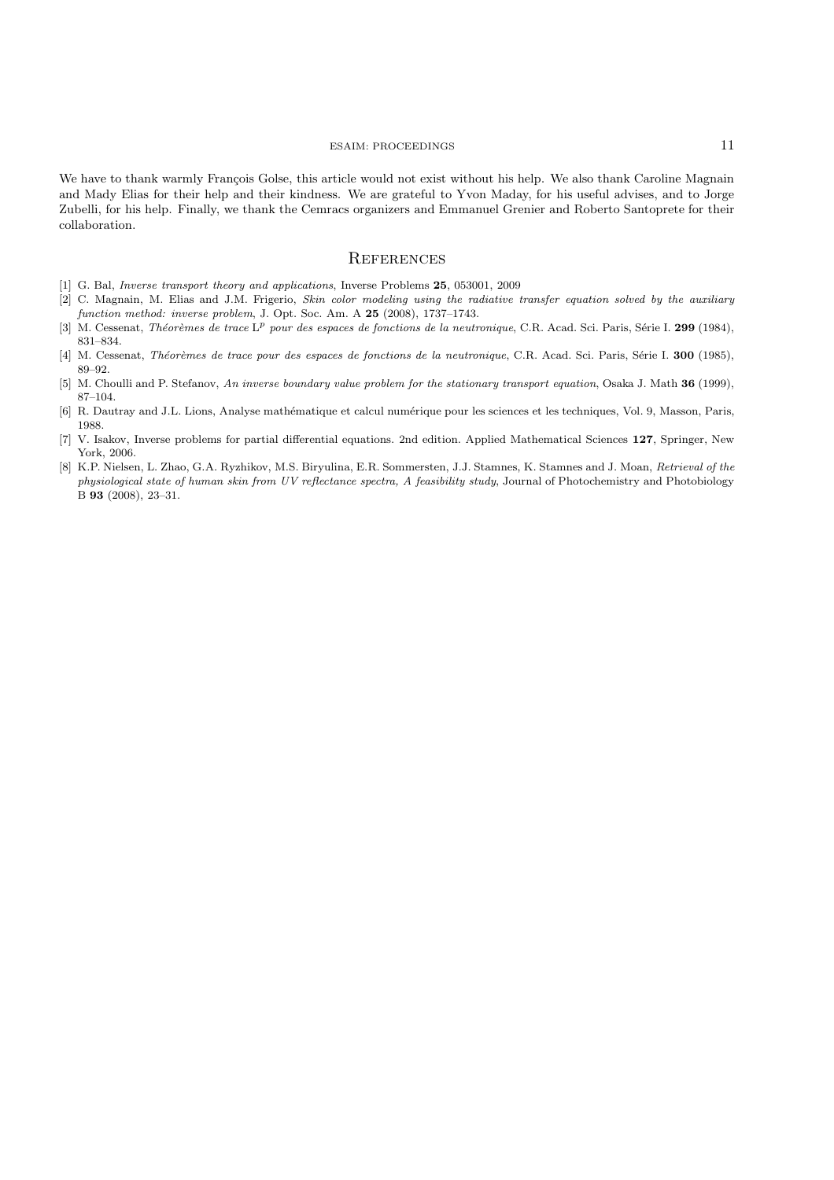We have to thank warmly François Golse, this article would not exist without his help. We also thank Caroline Magnain and Mady Elias for their help and their kindness. We are grateful to Yvon Maday, for his useful advises, and to Jorge Zubelli, for his help. Finally, we thank the Cemracs organizers and Emmanuel Grenier and Roberto Santoprete for their collaboration.

## References

[1] G. Bal, *Inverse transport theory and applications*, Inverse Problems **25**, 053001, 2009

[2] C. Magnain, M. Elias and J.M. Frigerio, *Skin color modeling using the radiative transfer equation solved by the auxiliary function method: inverse problem*, J. Opt. Soc. Am. A **25** (2008), 1737–1743.

[3] M. Cessenat, *Théorèmes de trace* $L^p$ *pour des espaces de fonctions de la neutronique*, C.R. Acad. Sci. Paris, Série I. **299** (1984), 831–834.

[4] M. Cessenat, *Théorèmes de trace pour des espaces de fonctions de la neutronique*, C.R. Acad. Sci. Paris, Série I. **300** (1985), 89–92.

[5] M. Choulli and P. Stefanov, *An inverse boundary value problem for the stationary transport equation*, Osaka J. Math **36** (1999), 87–104.

[6] R. Dautray and J.L. Lions, Analyse mathématique et calcul numérique pour les sciences et les techniques, Vol. 9, Masson, Paris, 1988.

[7] V. Isakov, Inverse problems for partial differential equations. 2nd edition. Applied Mathematical Sciences **127**, Springer, New York, 2006.

[8] K.P. Nielsen, L. Zhao, G.A. Ryzhikov, M.S. Biryulina, E.R. Sommersten, J.J. Stamnes, K. Stamnes and J. Moan, *Retrieval of the physiological state of human skin from UV reflectance spectra, A feasibility study*, Journal of Photochemistry and Photobiology B **93** (2008), 23–31.